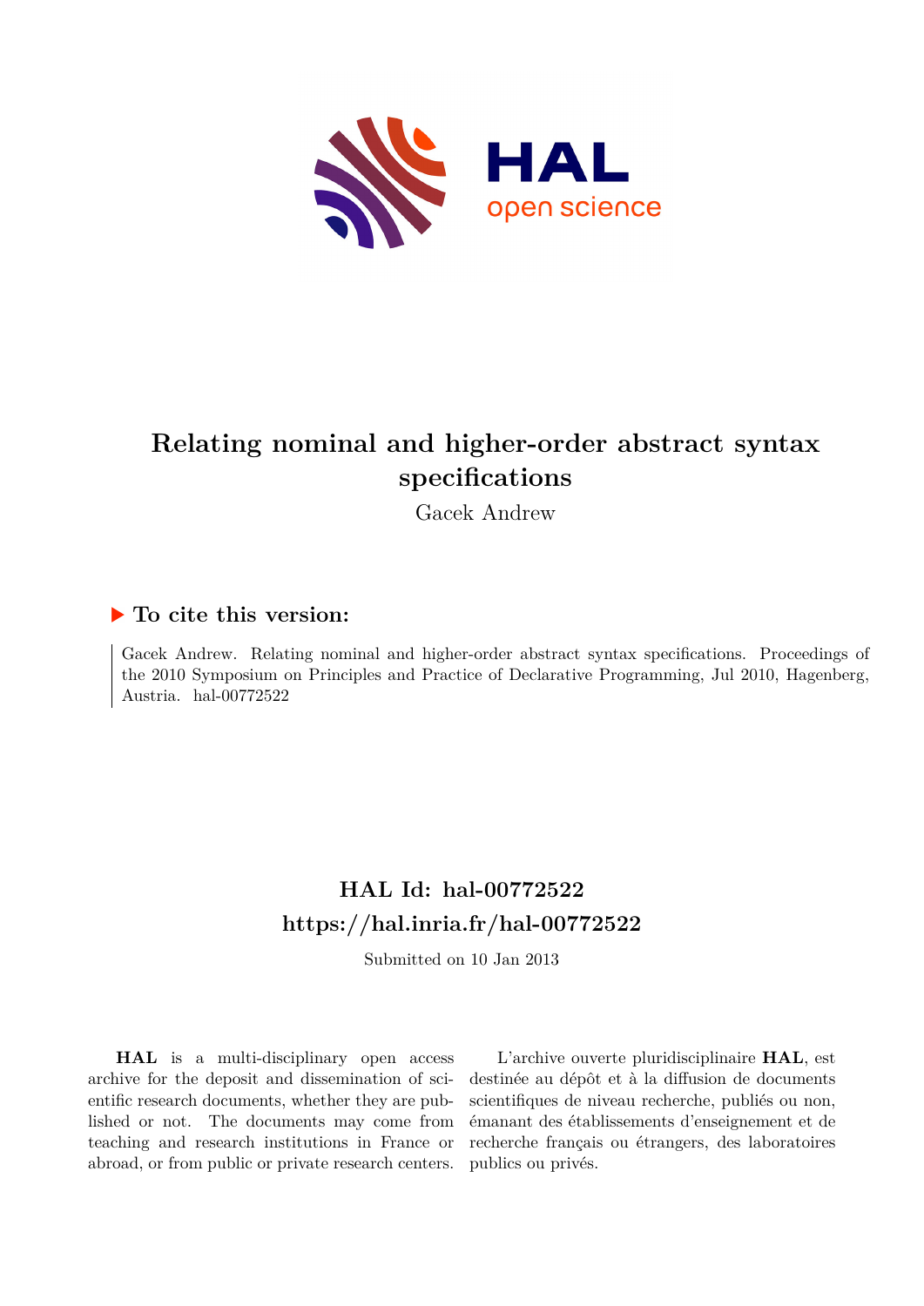# Relating nominal and higher-order abstract syntax specifications

Gacek Andrew

## ▶ To cite this version:

Gacek Andrew. Relating nominal and higher-order abstract syntax specifications. Proceedings of the 2010 Symposium on Principles and Practice of Declarative Programming, Jul 2010, Hagenberg, Austria. hal-00772522

## HAL Id: hal-00772522
## https://hal.inria.fr/hal-00772522

Submitted on 10 Jan 2013

**HAL** is a multi-disciplinary open access archive for the deposit and dissemination of scientific research documents, whether they are published or not. The documents may come from teaching and research institutions in France or abroad, or from public or private research centers.

L'archive ouverte pluridisciplinaire **HAL**, est destinée au dépôt et à la diffusion de documents scientifiques de niveau recherche, publiés ou non, émanant des établissements d'enseignement et de recherche français ou étrangers, des laboratoires publics ou privés.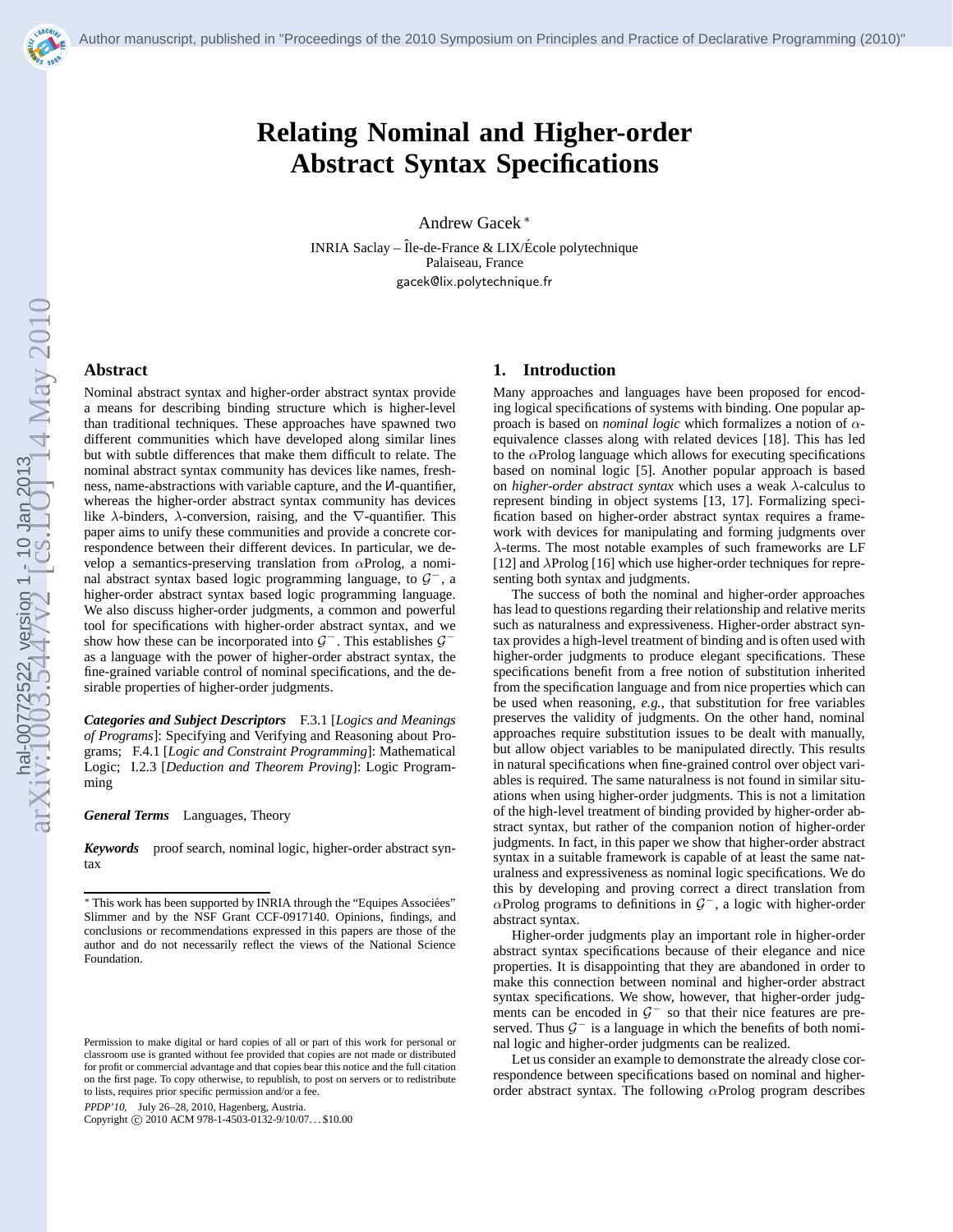# Relating Nominal and Higher-order Abstract Syntax Specifications

Andrew Gacek *

INRIA Saclay – Île-de-France & LIX/École polytechnique
Palaiseau, France
gacek@lix.polytechnique.fr

## Abstract

Nominal abstract syntax and higher-order abstract syntax provide a means for describing binding structure which is higher-level than traditional techniques. These approaches have spawned two different communities which have developed along similar lines but with subtle differences that make them difficult to relate. The nominal abstract syntax community has devices like names, freshness, name-abstractions with variable capture, and the И-quantifier, whereas the higher-order abstract syntax community has devices like $\lambda$-binders, $\lambda$-conversion, raising, and the $\nabla$-quantifier. This paper aims to unify these communities and provide a concrete correspondence between their different devices. In particular, we develop a semantics-preserving translation from $\alpha$Prolog, a nominal abstract syntax based logic programming language, to $\mathcal{G}^-$, a higher-order abstract syntax based logic programming language. We also discuss higher-order judgments, a common and powerful tool for specifications with higher-order abstract syntax, and we show how these can be incorporated into $\mathcal{G}^-$. This establishes $\mathcal{G}^-$ as a language with the power of higher-order abstract syntax, the fine-grained variable control of nominal specifications, and the desirable properties of higher-order judgments.

***Categories and Subject Descriptors*** F.3.1 [*Logics and Meanings of Programs*]: Specifying and Verifying and Reasoning about Programs; F.4.1 [*Logic and Constraint Programming*]: Mathematical Logic; I.2.3 [*Deduction and Theorem Proving*]: Logic Programming

***General Terms*** Languages, Theory

***Keywords*** proof search, nominal logic, higher-order abstract syntax

* This work has been supported by INRIA through the "Equipes Associées" Slimmer and by the NSF Grant CCF-0917140. Opinions, findings, and conclusions or recommendations expressed in this papers are those of the author and do not necessarily reflect the views of the National Science Foundation.

Permission to make digital or hard copies of all or part of this work for personal or classroom use is granted without fee provided that copies are not made or distributed for profit or commercial advantage and that copies bear this notice and the full citation on the first page. To copy otherwise, to republish, to post on servers or to redistribute to lists, requires prior specific permission and/or a fee.

*PPDP'10,* July 26–28, 2010, Hagenberg, Austria.
Copyright © 2010 ACM 978-1-4503-0132-9/10/07...$10.00

## 1. Introduction

Many approaches and languages have been proposed for encoding logical specifications of systems with binding. One popular approach is based on *nominal logic* which formalizes a notion of $\alpha$-equivalence classes along with related devices [18]. This has led to the $\alpha$Prolog language which allows for executing specifications based on nominal logic [5]. Another popular approach is based on *higher-order abstract syntax* which uses a weak $\lambda$-calculus to represent binding in object systems [13, 17]. Formalizing specification based on higher-order abstract syntax requires a framework with devices for manipulating and forming judgments over $\lambda$-terms. The most notable examples of such frameworks are LF [12] and $\lambda$Prolog [16] which use higher-order techniques for representing both syntax and judgments.

The success of both the nominal and higher-order approaches has lead to questions regarding their relationship and relative merits such as naturalness and expressiveness. Higher-order abstract syntax provides a high-level treatment of binding and is often used with higher-order judgments to produce elegant specifications. These specifications benefit from a free notion of substitution inherited from the specification language and from nice properties which can be used when reasoning, *e.g.*, that substitution for free variables preserves the validity of judgments. On the other hand, nominal approaches require substitution issues to be dealt with manually, but allow object variables to be manipulated directly. This results in natural specifications when fine-grained control over object variables is required. The same naturalness is not found in similar situations when using higher-order judgments. This is not a limitation of the high-level treatment of binding provided by higher-order abstract syntax, but rather of the companion notion of higher-order judgments. In fact, in this paper we show that higher-order abstract syntax in a suitable framework is capable of at least the same naturalness and expressiveness as nominal logic specifications. We do this by developing and proving correct a direct translation from $\alpha$Prolog programs to definitions in $\mathcal{G}^-$, a logic with higher-order abstract syntax.

Higher-order judgments play an important role in higher-order abstract syntax specifications because of their elegance and nice properties. It is disappointing that they are abandoned in order to make this connection between nominal and higher-order abstract syntax specifications. We show, however, that higher-order judgments can be encoded in $\mathcal{G}^-$ so that their nice features are preserved. Thus $\mathcal{G}^-$ is a language in which the benefits of both nominal logic and higher-order judgments can be realized.

Let us consider an example to demonstrate the already close correspondence between specifications based on nominal and higher-order abstract syntax. The following $\alpha$Prolog program describes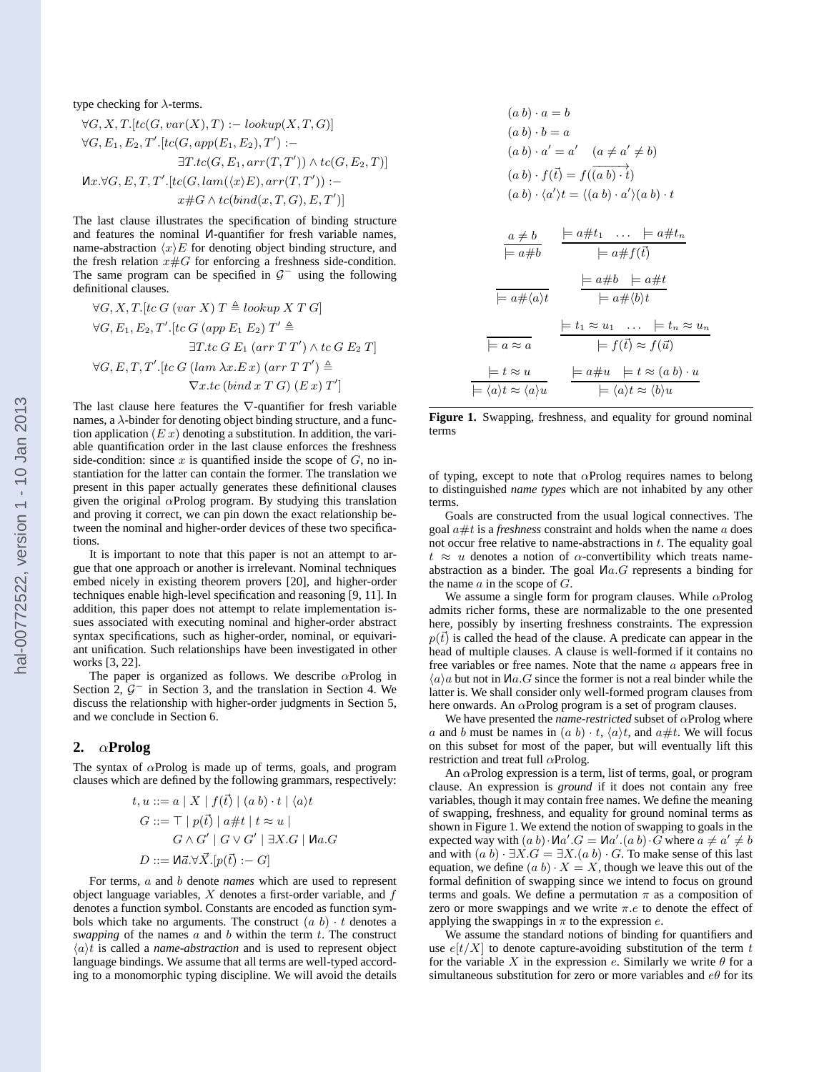type checking for $\lambda$-terms.

$$\forall G, X, T.[tc(G, var(X), T) :- lookup(X, T, G)]$$
$$\forall G, E_1, E_2, T'.[tc(G, app(E_1, E_2), T') :-$$
$$\exists T.tc(G, E_1, arr(T, T')) \wedge tc(G, E_2, T)]$$
$$\text{И}x.\forall G, E, T, T'.[tc(G, lam(\langle x \rangle E), arr(T, T')) :-$$
$$x \# G \wedge tc(bind(x, T, G), E, T')]$$

The last clause illustrates the specification of binding structure and features the nominal И-quantifier for fresh variable names, name-abstraction $\langle x \rangle E$ for denoting object binding structure, and the fresh relation $x \# G$ for enforcing a freshness side-condition. The same program can be specified in $\mathcal{G}^-$ using the following definitional clauses.

$$\forall G, X, T.[tc\ G\ (var\ X)\ T \triangleq lookup\ X\ T\ G]$$
$$\forall G, E_1, E_2, T'.[tc\ G\ (app\ E_1\ E_2)\ T' \triangleq$$
$$\exists T.tc\ G\ E_1\ (arr\ T\ T') \wedge tc\ G\ E_2\ T]$$
$$\forall G, E, T, T'.[tc\ G\ (lam\ \lambda x.E\ x)\ (arr\ T\ T') \triangleq$$
$$\nabla x.tc\ (bind\ x\ T\ G)\ (E\ x)\ T']$$

The last clause here features the $\nabla$-quantifier for fresh variable names, a $\lambda$-binder for denoting object binding structure, and a function application $(E\ x)$ denoting a substitution. In addition, the variable quantification order in the last clause enforces the freshness side-condition: since $x$ is quantified inside the scope of $G$, no instantiation for the latter can contain the former. The translation we present in this paper actually generates these definitional clauses given the original $\alpha$Prolog program. By studying this translation and proving it correct, we can pin down the exact relationship between the nominal and higher-order devices of these two specifications.

It is important to note that this paper is not an attempt to argue that one approach or another is irrelevant. Nominal techniques embed nicely in existing theorem provers [20], and higher-order techniques enable high-level specification and reasoning [9, 11]. In addition, this paper does not attempt to relate implementation issues associated with executing nominal and higher-order abstract syntax specifications, such as higher-order, nominal, or equivariant unification. Such relationships have been investigated in other works [3, 22].

The paper is organized as follows. We describe $\alpha$Prolog in Section 2, $\mathcal{G}^-$ in Section 3, and the translation in Section 4. We discuss the relationship with higher-order judgments in Section 5, and we conclude in Section 6.

## 2. $\alpha$Prolog

The syntax of $\alpha$Prolog is made up of terms, goals, and program clauses which are defined by the following grammars, respectively:

$$t, u ::= a \mid X \mid f(\vec{t}) \mid (a\ b) \cdot t \mid \langle a \rangle t$$
$$G ::= \top \mid p(\vec{t}) \mid a \# t \mid t \approx u \mid$$
$$G \wedge G' \mid G \vee G' \mid \exists X.G \mid \text{И}a.G$$
$$D ::= \text{И}\vec{a}.\forall \vec{X}.[p(\vec{t}) :- G]$$

For terms, $a$ and $b$ denote *names* which are used to represent object language variables, $X$ denotes a first-order variable, and $f$ denotes a function symbol. Constants are encoded as function symbols which take no arguments. The construct $(a\ b) \cdot t$ denotes a *swapping* of the names $a$ and $b$ within the term $t$. The construct $\langle a \rangle t$ is called a *name-abstraction* and is used to represent object language bindings. We assume that all terms are well-typed according to a monomorphic typing discipline. We will avoid the details of typing, except to note that $\alpha$Prolog requires names to belong to distinguished *name types* which are not inhabited by any other terms.

Goals are constructed from the usual logical connectives. The goal $a \# t$ is a *freshness* constraint and holds when the name $a$ does not occur free relative to name-abstractions in $t$. The equality goal $t \approx u$ denotes a notion of $\alpha$-convertibility which treats name-abstraction as a binder. The goal $\text{И}a.G$ represents a binding for the name $a$ in the scope of $G$.

We assume a single form for program clauses. While $\alpha$Prolog admits richer forms, these are normalizable to the one presented here, possibly by inserting freshness constraints. The expression $p(\vec{t})$ is called the head of the clause. A predicate can appear in the head of multiple clauses. A clause is well-formed if it contains no free variables or free names. Note that the name $a$ appears free in $\langle a \rangle a$ but not in $\text{И}a.G$ since the former is not a real binder while the latter is. We shall consider only well-formed program clauses from here onwards. An $\alpha$Prolog program is a set of program clauses.

We have presented the *name-restricted* subset of $\alpha$Prolog where $a$ and $b$ must be names in $(a\ b) \cdot t$, $\langle a \rangle t$, and $a \# t$. We will focus on this subset for most of the paper, but will eventually lift this restriction and treat full $\alpha$Prolog.

An $\alpha$Prolog expression is a term, list of terms, goal, or program clause. An expression is *ground* if it does not contain any free variables, though it may contain free names. We define the meaning of swapping, freshness, and equality for ground nominal terms as shown in Figure 1. We extend the notion of swapping to goals in the expected way with $(a\ b) \cdot \text{И}a'.G = \text{И}a'.(a\ b) \cdot G$ where $a \neq a' \neq b$ and with $(a\ b) \cdot \exists X.G = \exists X.(a\ b) \cdot G$. To make sense of this last equation, we define $(a\ b) \cdot X = X$, though we leave this out of the formal definition of swapping since we intend to focus on ground terms and goals. We define a permutation $\pi$ as a composition of zero or more swappings and we write $\pi.e$ to denote the effect of applying the swappings in $\pi$ to the expression $e$.

We assume the standard notions of binding for quantifiers and use $e[t/X]$ to denote capture-avoiding substitution of the term $t$ for the variable $X$ in the expression $e$. Similarly we write $\theta$ for a simultaneous substitution for zero or more variables and $e\theta$ for its

$$(a\ b) \cdot a = b$$
$$(a\ b) \cdot b = a$$
$$(a\ b) \cdot a' = a' \quad (a \neq a' \neq b)$$
$$(a\ b) \cdot f(\vec{t}) = f(\overrightarrow{(a\ b) \cdot t})$$
$$(a\ b) \cdot \langle a' \rangle t = \langle (a\ b) \cdot a' \rangle (a\ b) \cdot t$$

$$\frac{a \neq b}{\models a \# b} \qquad \frac{\models a \# t_1 \quad \ldots \quad \models a \# t_n}{\models a \# f(\vec{t})}$$

$$\frac{}{\models a \# \langle a \rangle t} \qquad \frac{\models a \# b \quad \models a \# t}{\models a \# \langle b \rangle t}$$

$$\frac{}{\models a \approx a} \qquad \frac{\models t_1 \approx u_1 \quad \ldots \quad \models t_n \approx u_n}{\models f(\vec{t}) \approx f(\vec{u})}$$

$$\frac{\models t \approx u}{\models \langle a \rangle t \approx \langle a \rangle u} \qquad \frac{\models a \# u \quad \models t \approx (a\ b) \cdot u}{\models \langle a \rangle t \approx \langle b \rangle u}$$

**Figure 1.** Swapping, freshness, and equality for ground nominal terms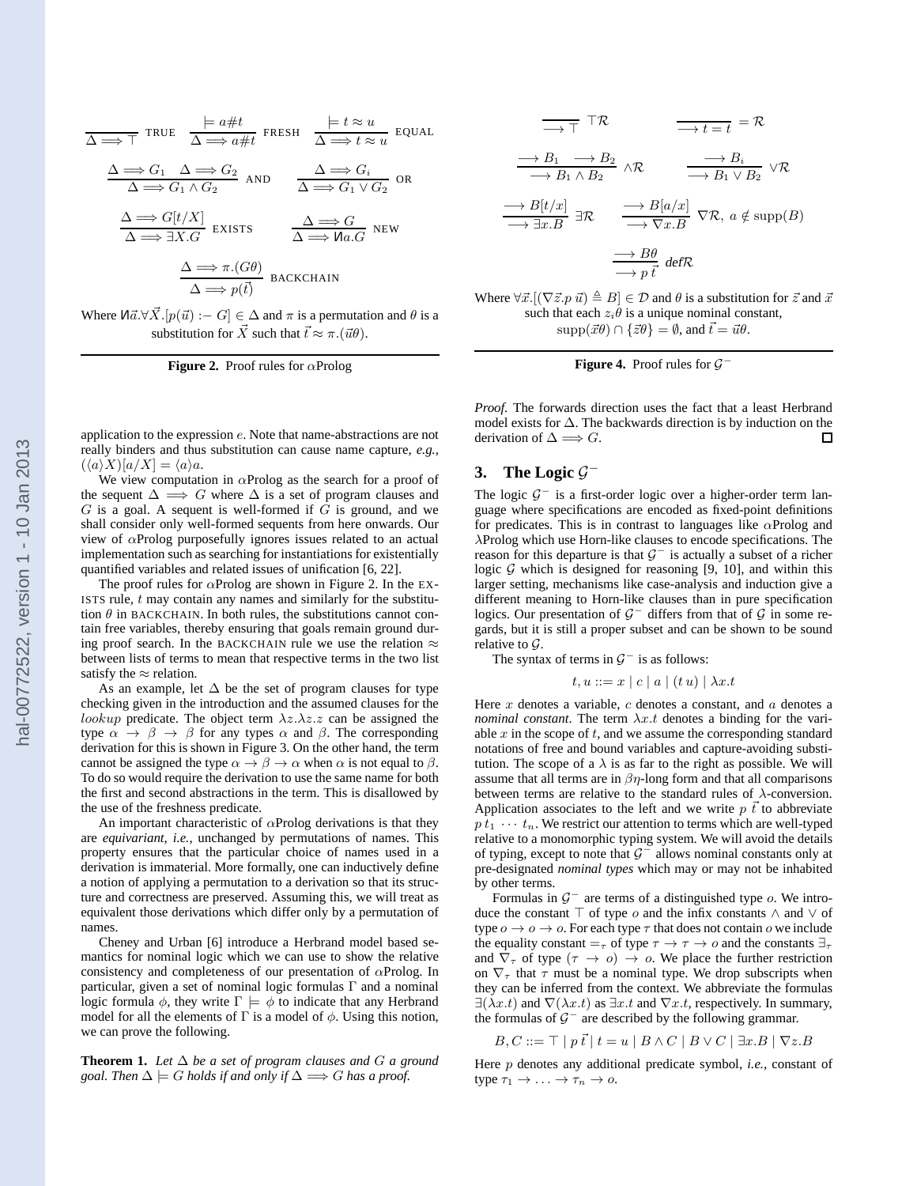$$\frac{}{\Delta \Longrightarrow \top}\ \textsc{true} \qquad \frac{\models a \# t}{\Delta \Longrightarrow a \# t}\ \textsc{fresh} \qquad \frac{\models t \approx u}{\Delta \Longrightarrow t \approx u}\ \textsc{equal}$$

$$\frac{\Delta \Longrightarrow G_1 \quad \Delta \Longrightarrow G_2}{\Delta \Longrightarrow G_1 \wedge G_2}\ \textsc{and} \qquad \frac{\Delta \Longrightarrow G_i}{\Delta \Longrightarrow G_1 \vee G_2}\ \textsc{or}$$

$$\frac{\Delta \Longrightarrow G[t/X]}{\Delta \Longrightarrow \exists X.G}\ \textsc{exists} \qquad \frac{\Delta \Longrightarrow G}{\Delta \Longrightarrow \text{И}a.G}\ \textsc{new}$$

$$\frac{\Delta \Longrightarrow \pi.(G\theta)}{\Delta \Longrightarrow p(\vec{t})}\ \textsc{backchain}$$

Where $\text{И}\vec{a}.\forall \vec{X}.[p(\vec{u}) :- G] \in \Delta$ and $\pi$ is a permutation and $\theta$ is a substitution for $\vec{X}$ such that $\vec{t} \approx \pi.(\vec{u}\theta)$.

**Figure 2.** Proof rules for $\alpha$Prolog

application to the expression $e$. Note that name-abstractions are not really binders and thus substitution can cause name capture, *e.g.*, $(\langle a \rangle X)[a/X] = \langle a \rangle a$.

We view computation in $\alpha$Prolog as the search for a proof of the sequent $\Delta \Longrightarrow G$ where $\Delta$ is a set of program clauses and $G$ is a goal. A sequent is well-formed if $G$ is ground, and we shall consider only well-formed sequents from here onwards. Our view of $\alpha$Prolog purposefully ignores issues related to an actual implementation such as searching for instantiations for existentially quantified variables and related issues of unification [6, 22].

The proof rules for $\alpha$Prolog are shown in Figure 2. In the EXISTS rule, $t$ may contain any names and similarly for the substitution $\theta$ in BACKCHAIN. In both rules, the substitutions cannot contain free variables, thereby ensuring that goals remain ground during proof search. In the BACKCHAIN rule we use the relation $\approx$ between lists of terms to mean that respective terms in the two list satisfy the $\approx$ relation.

As an example, let $\Delta$ be the set of program clauses for type checking given in the introduction and the assumed clauses for the $lookup$ predicate. The object term $\lambda z.\lambda z.z$ can be assigned the type $\alpha \to \beta \to \beta$ for any types $\alpha$ and $\beta$. The corresponding derivation for this is shown in Figure 3. On the other hand, the term cannot be assigned the type $\alpha \to \beta \to \alpha$ when $\alpha$ is not equal to $\beta$. To do so would require the derivation to use the same name for both the first and second abstractions in the term. This is disallowed by the use of the freshness predicate.

An important characteristic of $\alpha$Prolog derivations is that they are *equivariant*, *i.e.*, unchanged by permutations of names. This property ensures that the particular choice of names used in a derivation is immaterial. More formally, one can inductively define a notion of applying a permutation to a derivation so that its structure and correctness are preserved. Assuming this, we will treat as equivalent those derivations which differ only by a permutation of names.

Cheney and Urban [6] introduce a Herbrand model based semantics for nominal logic which we can use to show the relative consistency and completeness of our presentation of $\alpha$Prolog. In particular, given a set of nominal logic formulas $\Gamma$ and a nominal logic formula $\phi$, they write $\Gamma \models \phi$ to indicate that any Herbrand model for all the elements of $\Gamma$ is a model of $\phi$. Using this notion, we can prove the following.

**Theorem 1.** *Let $\Delta$ be a set of program clauses and $G$ a ground goal. Then $\Delta \models G$ holds if and only if $\Delta \Longrightarrow G$ has a proof.*

$$\frac{}{\longrightarrow \top}\ \top\mathcal{R} \qquad \frac{}{\longrightarrow t = t}\ =\mathcal{R}$$

$$\frac{\longrightarrow B_1 \quad \longrightarrow B_2}{\longrightarrow B_1 \wedge B_2}\ \wedge\mathcal{R} \qquad \frac{\longrightarrow B_i}{\longrightarrow B_1 \vee B_2}\ \vee\mathcal{R}$$

$$\frac{\longrightarrow B[t/x]}{\longrightarrow \exists x.B}\ \exists\mathcal{R} \qquad \frac{\longrightarrow B[a/x]}{\longrightarrow \nabla x.B}\ \nabla\mathcal{R},\ a \notin \text{supp}(B)$$

$$\frac{\longrightarrow B\theta}{\longrightarrow p\ \vec{t}}\ def\mathcal{R}$$

Where $\forall \vec{x}.[(\nabla \vec{z}.p\ \vec{u}) \triangleq B] \in \mathcal{D}$ and $\theta$ is a substitution for $\vec{z}$ and $\vec{x}$ such that each $z_i\theta$ is a unique nominal constant, $\text{supp}(\vec{x}\theta) \cap \{\vec{z}\theta\} = \emptyset$, and $\vec{t} = \vec{u}\theta$.

**Figure 4.** Proof rules for $\mathcal{G}^-$

*Proof.* The forwards direction uses the fact that a least Herbrand model exists for $\Delta$. The backwards direction is by induction on the derivation of $\Delta \Longrightarrow G$. ∎

## 3. The Logic $\mathcal{G}^-$

The logic $\mathcal{G}^-$ is a first-order logic over a higher-order term language where specifications are encoded as fixed-point definitions for predicates. This is in contrast to languages like $\alpha$Prolog and $\lambda$Prolog which use Horn-like clauses to encode specifications. The reason for this departure is that $\mathcal{G}^-$ is actually a subset of a richer logic $\mathcal{G}$ which is designed for reasoning [9, 10], and within this larger setting, mechanisms like case-analysis and induction give a different meaning to Horn-like clauses than in pure specification logics. Our presentation of $\mathcal{G}^-$ differs from that of $\mathcal{G}$ in some regards, but it is still a proper subset and can be shown to be sound relative to $\mathcal{G}$.

The syntax of terms in $\mathcal{G}^-$ is as follows:

$$t, u ::= x \mid c \mid a \mid (t\ u) \mid \lambda x.t$$

Here $x$ denotes a variable, $c$ denotes a constant, and $a$ denotes a *nominal constant*. The term $\lambda x.t$ denotes a binding for the variable $x$ in the scope of $t$, and we assume the corresponding standard notations of free and bound variables and capture-avoiding substitution. The scope of a $\lambda$ is as far to the right as possible. We will assume that all terms are in $\beta\eta$-long form and that all comparisons between terms are relative to the standard rules of $\lambda$-conversion. Application associates to the left and we write $p\ \vec{t}$ to abbreviate $p\ t_1 \cdots t_n$. We restrict our attention to terms which are well-typed relative to a monomorphic typing system. We will avoid the details of typing, except to note that $\mathcal{G}^-$ allows nominal constants only at pre-designated *nominal types* which may or may not be inhabited by other terms.

Formulas in $\mathcal{G}^-$ are terms of a distinguished type $o$. We introduce the constant $\top$ of type $o$ and the infix constants $\wedge$ and $\vee$ of type $o \to o \to o$. For each type $\tau$ that does not contain $o$ we include the equality constant $=_\tau$ of type $\tau \to \tau \to o$ and the constants $\exists_\tau$ and $\nabla_\tau$ of type $(\tau \to o) \to o$. We place the further restriction on $\nabla_\tau$ that $\tau$ must be a nominal type. We drop subscripts when they can be inferred from the context. We abbreviate the formulas $\exists(\lambda x.t)$ and $\nabla(\lambda x.t)$ as $\exists x.t$ and $\nabla x.t$, respectively. In summary, the formulas of $\mathcal{G}^-$ are described by the following grammar.

$$B, C ::= \top \mid p\ \vec{t} \mid t = u \mid B \wedge C \mid B \vee C \mid \exists x.B \mid \nabla z.B$$

Here $p$ denotes any additional predicate symbol, *i.e.*, constant of type $\tau_1 \to \ldots \to \tau_n \to o$.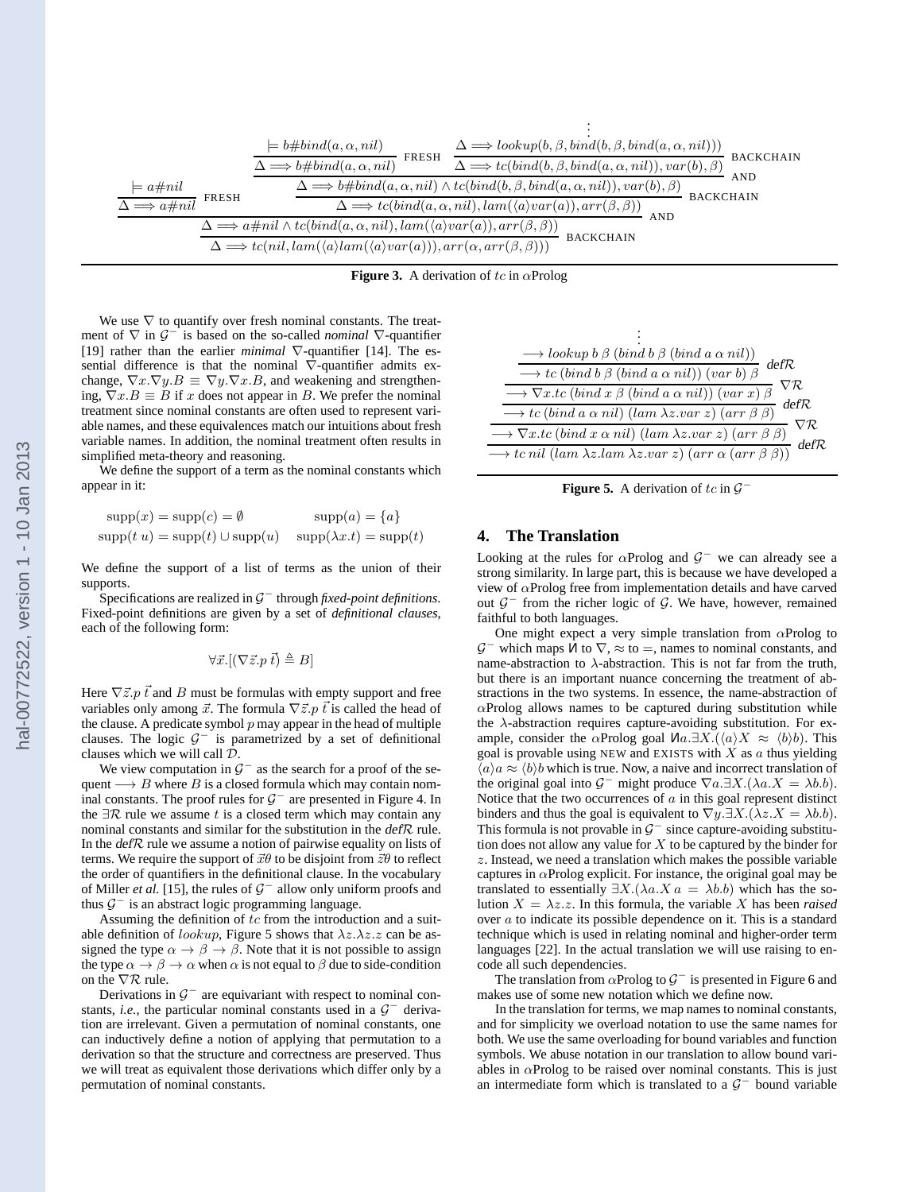$$
\dfrac{\dfrac{\models a\#nil}{\Delta \Longrightarrow a\#nil}\ \text{FRESH} \quad \dfrac{\dfrac{\dfrac{\models b\#bind(a,\alpha,nil)}{\Delta \Longrightarrow b\#bind(a,\alpha,nil)}\ \text{FRESH} \quad \dfrac{\dfrac{\vdots}{\Delta \Longrightarrow lookup(b,\beta,bind(b,\beta,bind(a,\alpha,nil)))}}{\Delta \Longrightarrow tc(bind(b,\beta,bind(a,\alpha,nil)),var(b),\beta)}\ \text{BACKCHAIN}}{\Delta \Longrightarrow b\#bind(a,\alpha,nil) \wedge tc(bind(b,\beta,bind(a,\alpha,nil)),var(b),\beta)}\ \text{AND}}{\Delta \Longrightarrow tc(bind(a,\alpha,nil),lam(\langle a\rangle var(a)),arr(\beta,\beta))}\ \text{BACKCHAIN}}{\dfrac{\Delta \Longrightarrow a\#nil \wedge tc(bind(a,\alpha,nil),lam(\langle a\rangle var(a)),arr(\beta,\beta))}{\Delta \Longrightarrow tc(nil,lam(\langle a\rangle lam(\langle a\rangle var(a))),arr(\alpha,arr(\beta,\beta)))}\ \text{BACKCHAIN}}\ \text{AND}
$$

**Figure 3.** A derivation of $tc$ in $\alpha$Prolog

We use $\nabla$ to quantify over fresh nominal constants. The treatment of $\nabla$ in $\mathcal{G}^-$ is based on the so-called *nominal* $\nabla$-quantifier [19] rather than the earlier *minimal* $\nabla$-quantifier [14]. The essential difference is that the nominal $\nabla$-quantifier admits exchange, $\nabla x.\nabla y.B \equiv \nabla y.\nabla x.B$, and weakening and strengthening, $\nabla x.B \equiv B$ if $x$ does not appear in $B$. We prefer the nominal treatment since nominal constants are often used to represent variable names, and these equivalences match our intuitions about fresh variable names. In addition, the nominal treatment often results in simplified meta-theory and reasoning.

We define the support of a term as the nominal constants which appear in it:

$$
\begin{array}{ll}
\text{supp}(x) = \text{supp}(c) = \emptyset & \text{supp}(a) = \{a\} \\
\text{supp}(t\ u) = \text{supp}(t) \cup \text{supp}(u) & \text{supp}(\lambda x.t) = \text{supp}(t)
\end{array}
$$

We define the support of a list of terms as the union of their supports.

Specifications are realized in $\mathcal{G}^-$ through *fixed-point definitions*. Fixed-point definitions are given by a set of *definitional clauses*, each of the following form:

$$\forall \vec{x}.[(\nabla \vec{z}.p\ \vec{t}) \triangleq B]$$

Here $\nabla \vec{z}.p\ \vec{t}$ and $B$ must be formulas with empty support and free variables only among $\vec{x}$. The formula $\nabla \vec{z}.p\ \vec{t}$ is called the head of the clause. A predicate symbol $p$ may appear in the head of multiple clauses. The logic $\mathcal{G}^-$ is parametrized by a set of definitional clauses which we will call $\mathcal{D}$.

We view computation in $\mathcal{G}^-$ as the search for a proof of the sequent $\longrightarrow B$ where $B$ is a closed formula which may contain nominal constants. The proof rules for $\mathcal{G}^-$ are presented in Figure 4. In the $\exists\mathcal{R}$ rule we assume $t$ is a closed term which may contain any nominal constants and similar for the substitution in the *def*$\mathcal{R}$ rule. In the *def*$\mathcal{R}$ rule we assume a notion of pairwise equality on lists of terms. We require the support of $\vec{x}\theta$ to be disjoint from $\vec{z}\theta$ to reflect the order of quantifiers in the definitional clause. In the vocabulary of Miller *et al.* [15], the rules of $\mathcal{G}^-$ allow only uniform proofs and thus $\mathcal{G}^-$ is an abstract logic programming language.

Assuming the definition of $tc$ from the introduction and a suitable definition of $lookup$, Figure 5 shows that $\lambda z.\lambda z.z$ can be assigned the type $\alpha \to \beta \to \beta$. Note that it is not possible to assign the type $\alpha \to \beta \to \alpha$ when $\alpha$ is not equal to $\beta$ due to side-condition on the $\nabla\mathcal{R}$ rule.

Derivations in $\mathcal{G}^-$ are equivariant with respect to nominal constants, *i.e.*, the particular nominal constants used in a $\mathcal{G}^-$ derivation are irrelevant. Given a permutation of nominal constants, one can inductively define a notion of applying that permutation to a derivation so that the structure and correctness are preserved. Thus we will treat as equivalent those derivations which differ only by a permutation of nominal constants.

$$
\dfrac{\dfrac{\dfrac{\dfrac{\dfrac{\vdots}{\longrightarrow lookup\ b\ \beta\ (bind\ b\ \beta\ (bind\ a\ \alpha\ nil))}}{\longrightarrow tc\ (bind\ b\ \beta\ (bind\ a\ \alpha\ nil))\ (var\ b)\ \beta}\ def\mathcal{R}}{\longrightarrow \nabla x.tc\ (bind\ x\ \beta\ (bind\ a\ \alpha\ nil))\ (var\ x)\ \beta}\ \nabla\mathcal{R}}{\dfrac{\longrightarrow tc\ (bind\ a\ \alpha\ nil)\ (lam\ \lambda z.var\ z)\ (arr\ \beta\ \beta)}{\longrightarrow \nabla x.tc\ (bind\ x\ \alpha\ nil)\ (lam\ \lambda z.var\ z)\ (arr\ \beta\ \beta)}\ \nabla\mathcal{R}}\ def\mathcal{R}}{\longrightarrow tc\ nil\ (lam\ \lambda z.lam\ \lambda z.var\ z)\ (arr\ \alpha\ (arr\ \beta\ \beta))}\ def\mathcal{R}
$$

**Figure 5.** A derivation of $tc$ in $\mathcal{G}^-$

## 4. The Translation

Looking at the rules for $\alpha$Prolog and $\mathcal{G}^-$ we can already see a strong similarity. In large part, this is because we have developed a view of $\alpha$Prolog free from implementation details and have carved out $\mathcal{G}^-$ from the richer logic of $\mathcal{G}$. We have, however, remained faithful to both languages.

One might expect a very simple translation from $\alpha$Prolog to $\mathcal{G}^-$ which maps И to $\nabla$, $\approx$ to $=$, names to nominal constants, and name-abstraction to $\lambda$-abstraction. This is not far from the truth, but there is an important nuance concerning the treatment of abstractions in the two systems. In essence, the name-abstraction of $\alpha$Prolog allows names to be captured during substitution while the $\lambda$-abstraction requires capture-avoiding substitution. For example, consider the $\alpha$Prolog goal И$a.\exists X.(\langle a\rangle X \approx \langle b\rangle b)$. This goal is provable using NEW and EXISTS with $X$ as $a$ thus yielding $\langle a\rangle a \approx \langle b\rangle b$ which is true. Now, a naive and incorrect translation of the original goal into $\mathcal{G}^-$ might produce $\nabla a.\exists X.(\lambda a.X = \lambda b.b)$. Notice that the two occurrences of $a$ in this goal represent distinct binders and thus the goal is equivalent to $\nabla y.\exists X.(\lambda z.X = \lambda b.b)$. This formula is not provable in $\mathcal{G}^-$ since capture-avoiding substitution does not allow any value for $X$ to be captured by the binder for $z$. Instead, we need a translation which makes the possible variable captures in $\alpha$Prolog explicit. For instance, the original goal may be translated to essentially $\exists X.(\lambda a.X\ a = \lambda b.b)$ which has the solution $X = \lambda z.z$. In this formula, the variable $X$ has been *raised* over $a$ to indicate its possible dependence on it. This is a standard technique which is used in relating nominal and higher-order term languages [22]. In the actual translation we will use raising to encode all such dependencies.

The translation from $\alpha$Prolog to $\mathcal{G}^-$ is presented in Figure 6 and makes use of some new notation which we define now.

In the translation for terms, we map names to nominal constants, and for simplicity we overload notation to use the same names for both. We use the same overloading for bound variables and function symbols. We abuse notation in our translation to allow bound variables in $\alpha$Prolog to be raised over nominal constants. This is just an intermediate form which is translated to a $\mathcal{G}^-$ bound variable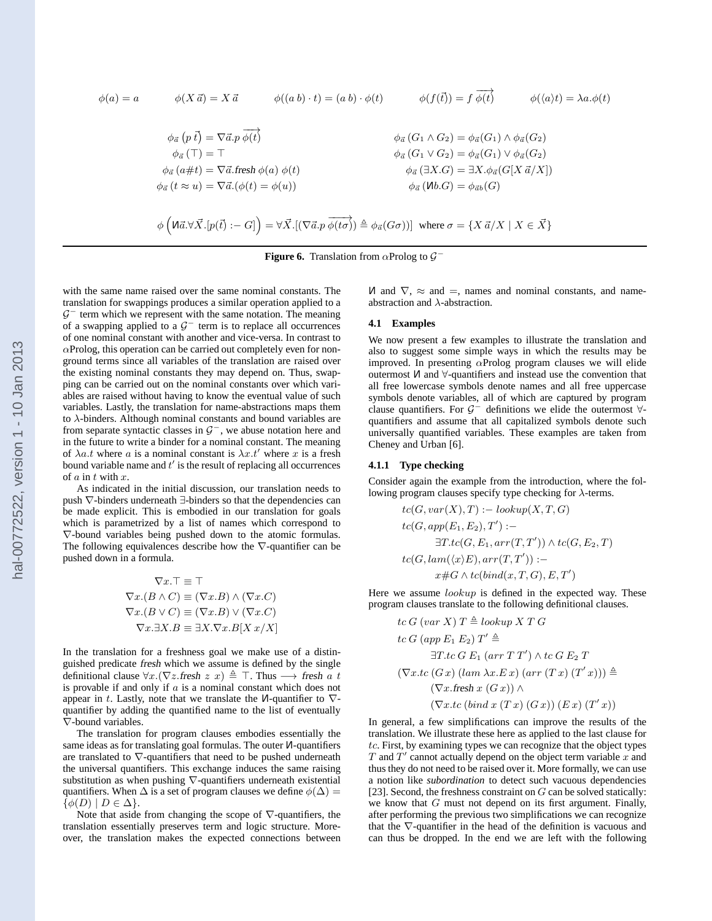$$\phi(a) = a \qquad \phi(X\,\vec{a}) = X\,\vec{a} \qquad \phi((a\;b)\cdot t) = (a\;b)\cdot\phi(t) \qquad \phi(f(\vec{t})) = f\;\overrightarrow{\phi(t)} \qquad \phi(\langle a\rangle t) = \lambda a.\phi(t)$$

$$\begin{aligned}
\phi_{\vec{a}}\left(p\;\vec{t}\right) &= \nabla\vec{a}.p\;\overrightarrow{\phi(t)} & \phi_{\vec{a}}\left(G_1 \wedge G_2\right) &= \phi_{\vec{a}}(G_1) \wedge \phi_{\vec{a}}(G_2)\\
\phi_{\vec{a}}\left(\top\right) &= \top & \phi_{\vec{a}}\left(G_1 \vee G_2\right) &= \phi_{\vec{a}}(G_1) \vee \phi_{\vec{a}}(G_2)\\
\phi_{\vec{a}}\left(a\#t\right) &= \nabla\vec{a}.\mathit{fresh}\;\phi(a)\;\phi(t) & \phi_{\vec{a}}\left(\exists X.G\right) &= \exists X.\phi_{\vec{a}}(G[X\,\vec{a}/X])\\
\phi_{\vec{a}}\left(t \approx u\right) &= \nabla\vec{a}.(\phi(t) = \phi(u)) & \phi_{\vec{a}}\left(\text{И}b.G\right) &= \phi_{\vec{a}b}(G)
\end{aligned}$$

$$\phi\left(\text{И}\vec{a}.\forall\vec{X}.[p(\vec{t}) :- G]\right) = \forall\vec{X}.[(\nabla\vec{a}.p\;\overrightarrow{\phi(t\sigma)}) \triangleq \phi_{\vec{a}}(G\sigma))] \;\; \text{where } \sigma = \{X\,\vec{a}/X \mid X \in \vec{X}\}$$

**Figure 6.** Translation from $\alpha$Prolog to $\mathcal{G}^-$

with the same name raised over the same nominal constants. The translation for swappings produces a similar operation applied to a $\mathcal{G}^-$ term which we represent with the same notation. The meaning of a swapping applied to a $\mathcal{G}^-$ term is to replace all occurrences of one nominal constant with another and vice-versa. In contrast to $\alpha$Prolog, this operation can be carried out completely even for non-ground terms since all variables of the translation are raised over the existing nominal constants they may depend on. Thus, swapping can be carried out on the nominal constants over which variables are raised without having to know the eventual value of such variables. Lastly, the translation for name-abstractions maps them to $\lambda$-binders. Although nominal constants and bound variables are from separate syntactic classes in $\mathcal{G}^-$, we abuse notation here and in the future to write a binder for a nominal constant. The meaning of $\lambda a.t$ where $a$ is a nominal constant is $\lambda x.t'$ where $x$ is a fresh bound variable name and $t'$ is the result of replacing all occurrences of $a$ in $t$ with $x$.

As indicated in the initial discussion, our translation needs to push $\nabla$-binders underneath $\exists$-binders so that the dependencies can be made explicit. This is embodied in our translation for goals which is parametrized by a list of names which correspond to $\nabla$-bound variables being pushed down to the atomic formulas. The following equivalences describe how the $\nabla$-quantifier can be pushed down in a formula.

$$\begin{aligned}
\nabla x.\top &\equiv \top\\
\nabla x.(B \wedge C) &\equiv (\nabla x.B) \wedge (\nabla x.C)\\
\nabla x.(B \vee C) &\equiv (\nabla x.B) \vee (\nabla x.C)\\
\nabla x.\exists X.B &\equiv \exists X.\nabla x.B[X\,x/X]
\end{aligned}$$

In the translation for a freshness goal we make use of a distinguished predicate *fresh* which we assume is defined by the single definitional clause $\forall x.(\nabla z.\mathit{fresh}\;z\;x) \triangleq \top$. Thus $\longrightarrow \mathit{fresh}\;a\;t$ is provable if and only if $a$ is a nominal constant which does not appear in $t$. Lastly, note that we translate the И-quantifier to $\nabla$-quantifier by adding the quantified name to the list of eventually $\nabla$-bound variables.

The translation for program clauses embodies essentially the same ideas as for translating goal formulas. The outer И-quantifiers are translated to $\nabla$-quantifiers that need to be pushed underneath the universal quantifiers. This exchange induces the same raising substitution as when pushing $\nabla$-quantifiers underneath existential quantifiers. When $\Delta$ is a set of program clauses we define $\phi(\Delta) = \{\phi(D) \mid D \in \Delta\}$.

Note that aside from changing the scope of $\nabla$-quantifiers, the translation essentially preserves term and logic structure. Moreover, the translation makes the expected connections between И and $\nabla$, $\approx$ and $=$, names and nominal constants, and name-abstraction and $\lambda$-abstraction.

### 4.1 Examples

We now present a few examples to illustrate the translation and also to suggest some simple ways in which the results may be improved. In presenting $\alpha$Prolog program clauses we will elide outermost И and $\forall$-quantifiers and instead use the convention that all free lowercase symbols denote names and all free uppercase symbols denote variables, all of which are captured by program clause quantifiers. For $\mathcal{G}^-$ definitions we elide the outermost $\forall$-quantifiers and assume that all capitalized symbols denote such universally quantified variables. These examples are taken from Cheney and Urban [6].

#### 4.1.1 Type checking

Consider again the example from the introduction, where the following program clauses specify type checking for $\lambda$-terms.

$$\begin{aligned}
&tc(G, var(X), T) :- \; lookup(X, T, G)\\
&tc(G, app(E_1, E_2), T') :-\\
&\qquad \exists T.tc(G, E_1, arr(T, T')) \wedge tc(G, E_2, T)\\
&tc(G, lam(\langle x\rangle E), arr(T, T')) :-\\
&\qquad x\#G \wedge tc(bind(x, T, G), E, T')
\end{aligned}$$

Here we assume $lookup$ is defined in the expected way. These program clauses translate to the following definitional clauses.

$$\begin{aligned}
&tc\;G\;(var\;X)\;T \triangleq lookup\;X\;T\;G\\
&tc\;G\;(app\;E_1\;E_2)\;T' \triangleq\\
&\qquad \exists T.tc\;G\;E_1\;(arr\;T\;T') \wedge tc\;G\;E_2\;T\\
&(\nabla x.tc\;(G\,x)\;(lam\;\lambda x.E\,x)\;(arr\;(T\,x)\;(T'\,x))) \triangleq\\
&\qquad (\nabla x.\mathit{fresh}\;x\;(G\,x)) \wedge\\
&\qquad (\nabla x.tc\;(bind\;x\;(T\,x)\;(G\,x))\;(E\,x)\;(T'\,x))
\end{aligned}$$

In general, a few simplifications can improve the results of the translation. We illustrate these here as applied to the last clause for $tc$. First, by examining types we can recognize that the object types $T$ and $T'$ cannot actually depend on the object term variable $x$ and thus they do not need to be raised over it. More formally, we can use a notion like *subordination* to detect such vacuous dependencies [23]. Second, the freshness constraint on $G$ can be solved statically: we know that $G$ must not depend on its first argument. Finally, after performing the previous two simplifications we can recognize that the $\nabla$-quantifier in the head of the definition is vacuous and can thus be dropped. In the end we are left with the following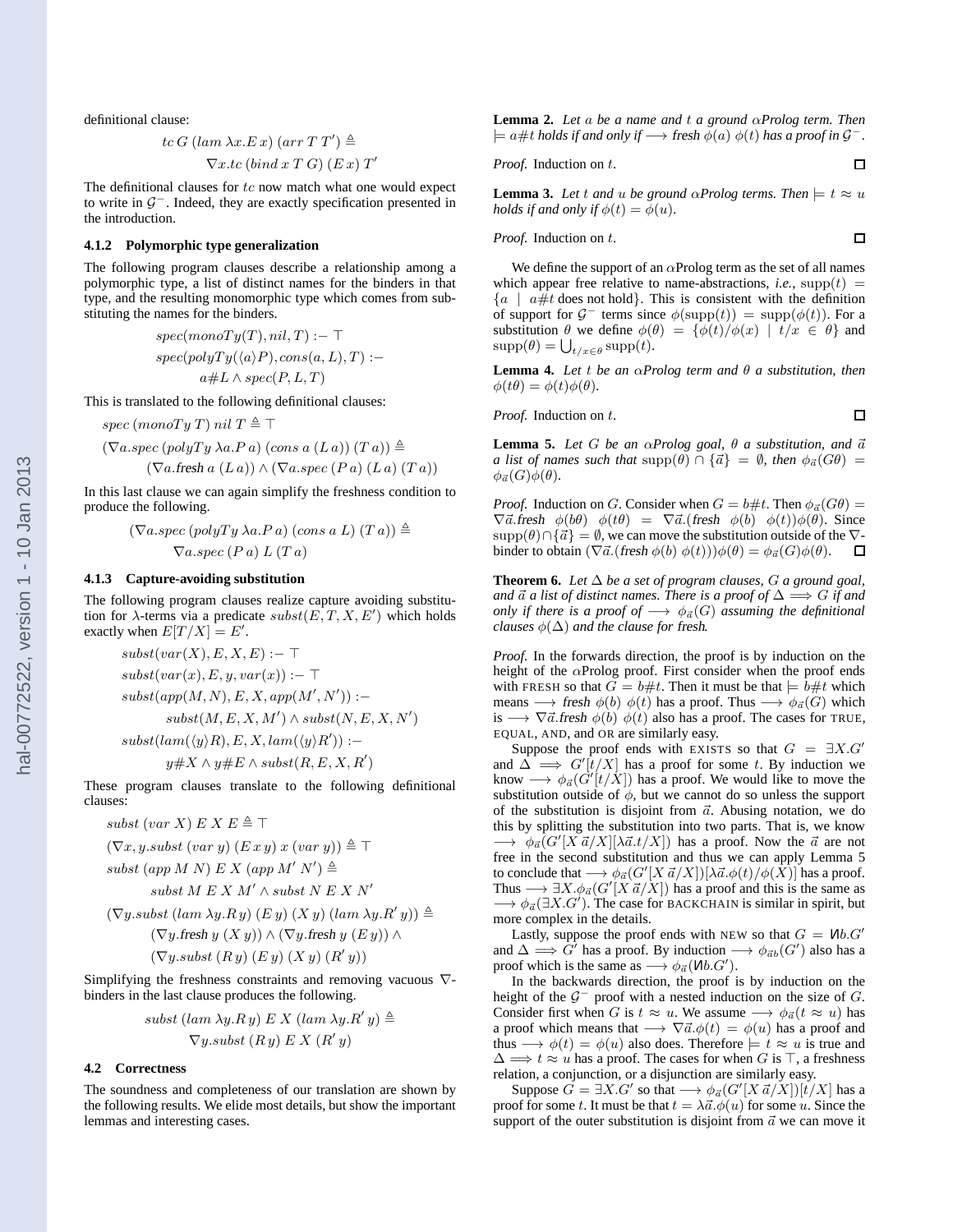definitional clause:

$$tc\ G\ (lam\ \lambda x.E\, x)\ (arr\ T\ T') \triangleq$$
$$\nabla x.tc\ (bind\ x\ T\ G)\ (E\, x)\ T'$$

The definitional clauses for $tc$ now match what one would expect to write in $\mathcal{G}^-$. Indeed, they are exactly specification presented in the introduction.

#### 4.1.2 Polymorphic type generalization

The following program clauses describe a relationship among a polymorphic type, a list of distinct names for the binders in that type, and the resulting monomorphic type which comes from substituting the names for the binders.

$$spec(monoTy(T), nil, T) \mathrel{:\!-} \top$$
$$spec(polyTy(\langle a \rangle P), cons(a, L), T) \mathrel{:\!-}$$
$$a \# L \wedge spec(P, L, T)$$

This is translated to the following definitional clauses:

$$spec\ (monoTy\ T)\ nil\ T \triangleq \top$$
$$(\nabla a.spec\ (polyTy\ \lambda a.P\ a)\ (cons\ a\ (L\, a))\ (T\, a)) \triangleq$$
$$(\nabla a.\mathsf{fresh}\ a\ (L\, a)) \wedge (\nabla a.spec\ (P\, a)\ (L\, a)\ (T\, a))$$

In this last clause we can again simplify the freshness condition to produce the following.

$$(\nabla a.spec\ (polyTy\ \lambda a.P\ a)\ (cons\ a\ L)\ (T\, a)) \triangleq$$
$$\nabla a.spec\ (P\, a)\ L\ (T\, a)$$

#### 4.1.3 Capture-avoiding substitution

The following program clauses realize capture avoiding substitution for $\lambda$-terms via a predicate $subst(E, T, X, E')$ which holds exactly when $E[T/X] = E'$.

$$subst(var(X), E, X, E) \mathrel{:\!-} \top$$
$$subst(var(x), E, y, var(x)) \mathrel{:\!-} \top$$
$$subst(app(M, N), E, X, app(M', N')) \mathrel{:\!-}$$
$$subst(M, E, X, M') \wedge subst(N, E, X, N')$$
$$subst(lam(\langle y \rangle R), E, X, lam(\langle y \rangle R')) \mathrel{:\!-}$$
$$y \# X \wedge y \# E \wedge subst(R, E, X, R')$$

These program clauses translate to the following definitional clauses:

$$subst\ (var\ X)\ E\ X\ E \triangleq \top$$
$$(\nabla x, y.subst\ (var\ y)\ (E\, x\, y)\ x\ (var\ y)) \triangleq \top$$
$$subst\ (app\ M\ N)\ E\ X\ (app\ M'\ N') \triangleq$$
$$subst\ M\ E\ X\ M' \wedge subst\ N\ E\ X\ N'$$
$$(\nabla y.subst\ (lam\ \lambda y.R\, y)\ (E\, y)\ (X\, y)\ (lam\ \lambda y.R'\, y)) \triangleq$$
$$(\nabla y.\mathsf{fresh}\ y\ (X\, y)) \wedge (\nabla y.\mathsf{fresh}\ y\ (E\, y)) \wedge$$
$$(\nabla y.subst\ (R\, y)\ (E\, y)\ (X\, y)\ (R'\, y))$$

Simplifying the freshness constraints and removing vacuous $\nabla$-binders in the last clause produces the following.

$$subst\ (lam\ \lambda y.R\, y)\ E\ X\ (lam\ \lambda y.R'\, y) \triangleq$$
$$\nabla y.subst\ (R\, y)\ E\ X\ (R'\, y)$$

### 4.2 Correctness

The soundness and completeness of our translation are shown by the following results. We elide most details, but show the important lemmas and interesting cases.

**Lemma 2.** *Let $a$ be a name and $t$ a ground $\alpha$Prolog term. Then $\models a\#t$ holds if and only if $\longrightarrow \mathsf{fresh}\ \phi(a)\ \phi(t)$ has a proof in $\mathcal{G}^-$.*

*Proof.* Induction on $t$. □

**Lemma 3.** *Let $t$ and $u$ be ground $\alpha$Prolog terms. Then $\models t \approx u$ holds if and only if $\phi(t) = \phi(u)$.*

*Proof.* Induction on $t$. □

We define the support of an $\alpha$Prolog term as the set of all names which appear free relative to name-abstractions, *i.e.*, $\mathrm{supp}(t) = \{a \mid a\#t \text{ does not hold}\}$. This is consistent with the definition of support for $\mathcal{G}^-$ terms since $\phi(\mathrm{supp}(t)) = \mathrm{supp}(\phi(t))$. For a substitution $\theta$ we define $\phi(\theta) = \{\phi(t)/\phi(x) \mid t/x \in \theta\}$ and $\mathrm{supp}(\theta) = \bigcup_{t/x \in \theta} \mathrm{supp}(t)$.

**Lemma 4.** *Let $t$ be an $\alpha$Prolog term and $\theta$ a substitution, then $\phi(t\theta) = \phi(t)\phi(\theta)$.*

*Proof.* Induction on $t$. □

**Lemma 5.** *Let $G$ be an $\alpha$Prolog goal, $\theta$ a substitution, and $\vec{a}$ a list of names such that $\mathrm{supp}(\theta) \cap \{\vec{a}\} = \emptyset$, then $\phi_{\vec{a}}(G\theta) = \phi_{\vec{a}}(G)\phi(\theta)$.*

*Proof.* Induction on $G$. Consider when $G = b\#t$. Then $\phi_{\vec{a}}(G\theta) = \nabla\vec{a}.\mathsf{fresh}\ \ \phi(b\theta)\ \ \phi(t\theta) = \nabla\vec{a}.(\mathsf{fresh}\ \ \phi(b)\ \ \phi(t))\phi(\theta)$. Since $\mathrm{supp}(\theta) \cap \{\vec{a}\} = \emptyset$, we can move the substitution outside of the $\nabla$-binder to obtain $(\nabla\vec{a}.(\mathsf{fresh}\ \phi(b)\ \phi(t)))\phi(\theta) = \phi_{\vec{a}}(G)\phi(\theta)$. □

**Theorem 6.** *Let $\Delta$ be a set of program clauses, $G$ a ground goal, and $\vec{a}$ a list of distinct names. There is a proof of $\Delta \Longrightarrow G$ if and only if there is a proof of $\longrightarrow \phi_{\vec{a}}(G)$ assuming the definitional clauses $\phi(\Delta)$ and the clause for $\mathsf{fresh}$.*

*Proof.* In the forwards direction, the proof is by induction on the height of the $\alpha$Prolog proof. First consider when the proof ends with FRESH so that $G = b\#t$. Then it must be that $\models b\#t$ which means $\longrightarrow \mathsf{fresh}\ \phi(b)\ \phi(t)$ has a proof. Thus $\longrightarrow \phi_{\vec{a}}(G)$ which is $\longrightarrow \nabla\vec{a}.\mathsf{fresh}\ \phi(b)\ \phi(t)$ also has a proof. The cases for TRUE, EQUAL, AND, and OR are similarly easy.

Suppose the proof ends with EXISTS so that $G = \exists X.G'$ and $\Delta \implies G'[t/X]$ has a proof for some $t$. By induction we know $\longrightarrow \phi_{\vec{a}}(G'[t/X])$ has a proof. We would like to move the substitution outside of $\phi$, but we cannot do so unless the support of the substitution is disjoint from $\vec{a}$. Abusing notation, we do this by splitting the substitution into two parts. That is, we know $\longrightarrow \phi_{\vec{a}}(G'[X\ \vec{a}/X][\lambda\vec{a}.t/X])$ has a proof. Now the $\vec{a}$ are not free in the second substitution and thus we can apply Lemma 5 to conclude that $\longrightarrow \phi_{\vec{a}}(G'[X\ \vec{a}/X])[\lambda\vec{a}.\phi(t)/\phi(X)]$ has a proof. Thus $\longrightarrow \exists X.\phi_{\vec{a}}(G'[X\ \vec{a}/X])$ has a proof and this is the same as $\longrightarrow \phi_{\vec{a}}(\exists X.G')$. The case for BACKCHAIN is similar in spirit, but more complex in the details.

Lastly, suppose the proof ends with NEW so that $G = \text{И}b.G'$ and $\Delta \Longrightarrow G'$ has a proof. By induction $\longrightarrow \phi_{\vec{a}b}(G')$ also has a proof which is the same as $\longrightarrow \phi_{\vec{a}}(\text{И}b.G')$.

In the backwards direction, the proof is by induction on the height of the $\mathcal{G}^-$ proof with a nested induction on the size of $G$. Consider first when $G$ is $t \approx u$. We assume $\longrightarrow \phi_{\vec{a}}(t \approx u)$ has a proof which means that $\longrightarrow \nabla\vec{a}.\phi(t) = \phi(u)$ has a proof and thus $\longrightarrow \phi(t) = \phi(u)$ also does. Therefore $\models t \approx u$ is true and $\Delta \Longrightarrow t \approx u$ has a proof. The cases for when $G$ is $\top$, a freshness relation, a conjunction, or a disjunction are similarly easy.

Suppose $G = \exists X.G'$ so that $\longrightarrow \phi_{\vec{a}}(G'[X\ \vec{a}/X])[t/X]$ has a proof for some $t$. It must be that $t = \lambda\vec{a}.\phi(u)$ for some $u$. Since the support of the outer substitution is disjoint from $\vec{a}$ we can move it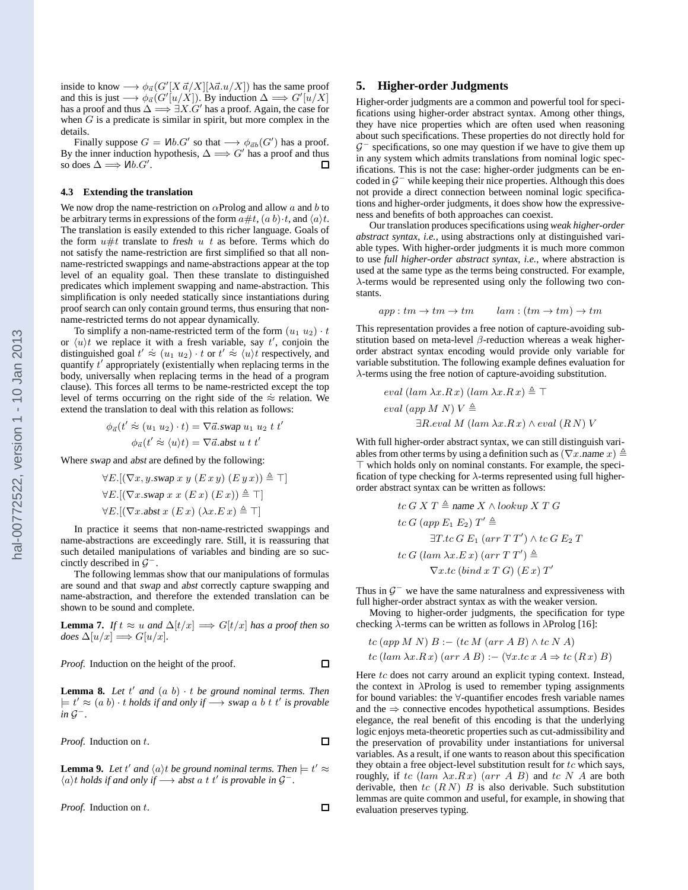inside to know $\longrightarrow \phi_{\vec{a}}(G'[X\,\vec{a}/X][\lambda\vec{a}.u/X])$ has the same proof and this is just $\longrightarrow \phi_{\vec{a}}(G'[u/X])$. By induction $\Delta \Longrightarrow G'[u/X]$ has a proof and thus $\Delta \Longrightarrow \exists X.G'$ has a proof. Again, the case for when $G$ is a predicate is similar in spirit, but more complex in the details.

Finally suppose $G = \text{И}b.G'$ so that $\longrightarrow \phi_{\vec{a}b}(G')$ has a proof. By the inner induction hypothesis, $\Delta \Longrightarrow G'$ has a proof and thus so does $\Delta \Longrightarrow \text{И}b.G'$. □

### 4.3 Extending the translation

We now drop the name-restriction on $\alpha$Prolog and allow $a$ and $b$ to be arbitrary terms in expressions of the form $a\#t$, $(a\ b)\cdot t$, and $\langle a\rangle t$. The translation is easily extended to this richer language. Goals of the form $u\#t$ translate to *fresh* $u\ t$ as before. Terms which do not satisfy the name-restriction are first simplified so that all non-name-restricted swappings and name-abstractions appear at the top level of an equality goal. Then these translate to distinguished predicates which implement swapping and name-abstraction. This simplification is only needed statically since instantiations during proof search can only contain ground terms, thus ensuring that non-name-restricted terms do not appear dynamically.

To simplify a non-name-restricted term of the form $(u_1\ u_2)\cdot t$ or $\langle u\rangle t$ we replace it with a fresh variable, say $t'$, conjoin the distinguished goal $t' \mathrel{\dot\approx} (u_1\ u_2)\cdot t$ or $t' \mathrel{\dot\approx} \langle u\rangle t$ respectively, and quantify $t'$ appropriately (existentially when replacing terms in the body, universally when replacing terms in the head of a program clause). This forces all terms to be name-restricted except the top level of terms occurring on the right side of the $\dot\approx$ relation. We extend the translation to deal with this relation as follows:

$$\phi_{\vec{a}}(t' \mathrel{\dot\approx} (u_1\ u_2)\cdot t) = \nabla\vec{a}.\textit{swap}\ u_1\ u_2\ t\ t'$$
$$\phi_{\vec{a}}(t' \mathrel{\dot\approx} \langle u\rangle t) = \nabla\vec{a}.\textit{abst}\ u\ t\ t'$$

Where *swap* and *abst* are defined by the following:

$$\forall E.[(\nabla x,y.\textit{swap}\ x\ y\ (E\,x\,y)\ (E\,y\,x)) \triangleq \top]$$
$$\forall E.[(\nabla x.\textit{swap}\ x\ x\ (E\,x)\ (E\,x)) \triangleq \top]$$
$$\forall E.[(\nabla x.\textit{abst}\ x\ (E\,x)\ (\lambda x.E\,x) \triangleq \top]$$

In practice it seems that non-name-restricted swappings and name-abstractions are exceedingly rare. Still, it is reassuring that such detailed manipulations of variables and binding are so succinctly described in $\mathcal{G}^-$.

The following lemmas show that our manipulations of formulas are sound and that *swap* and *abst* correctly capture swapping and name-abstraction, and therefore the extended translation can be shown to be sound and complete.

**Lemma 7.** *If $t \approx u$ and $\Delta[t/x] \Longrightarrow G[t/x]$ has a proof then so does $\Delta[u/x] \Longrightarrow G[u/x]$.*

*Proof.* Induction on the height of the proof. □

**Lemma 8.** *Let $t'$ and $(a\ b)\cdot t$ be ground nominal terms. Then $\models t' \approx (a\ b)\cdot t$ holds if and only if $\longrightarrow$ swap $a\ b\ t\ t'$ is provable in $\mathcal{G}^-$.*

*Proof.* Induction on $t$. □

**Lemma 9.** *Let $t'$ and $\langle a\rangle t$ be ground nominal terms. Then $\models t' \approx \langle a\rangle t$ holds if and only if $\longrightarrow$ abst $a\ t\ t'$ is provable in $\mathcal{G}^-$.*

*Proof.* Induction on $t$. □

## 5. Higher-order Judgments

Higher-order judgments are a common and powerful tool for specifications using higher-order abstract syntax. Among other things, they have nice properties which are often used when reasoning about such specifications. These properties do not directly hold for $\mathcal{G}^-$ specifications, so one may question if we have to give them up in any system which admits translations from nominal logic specifications. This is not the case: higher-order judgments can be encoded in $\mathcal{G}^-$ while keeping their nice properties. Although this does not provide a direct connection between nominal logic specifications and higher-order judgments, it does show how the expressiveness and benefits of both approaches can coexist.

Our translation produces specifications using *weak higher-order abstract syntax*, *i.e.*, using abstractions only at distinguished variable types. With higher-order judgments it is much more common to use *full higher-order abstract syntax*, *i.e.*, where abstraction is used at the same type as the terms being constructed. For example, $\lambda$-terms would be represented using only the following two constants.

$$app : tm \to tm \to tm \qquad lam : (tm \to tm) \to tm$$

This representation provides a free notion of capture-avoiding substitution based on meta-level $\beta$-reduction whereas a weak higher-order abstract syntax encoding would provide only variable for variable substitution. The following example defines evaluation for $\lambda$-terms using the free notion of capture-avoiding substitution.

$$eval\ (lam\ \lambda x.R\,x)\ (lam\ \lambda x.R\,x) \triangleq \top$$
$$eval\ (app\ M\ N)\ V \triangleq$$
$$\exists R.eval\ M\ (lam\ \lambda x.R\,x) \land eval\ (R\,N)\ V$$

With full higher-order abstract syntax, we can still distinguish variables from other terms by using a definition such as $(\nabla x.\textit{name}\ x) \triangleq \top$ which holds only on nominal constants. For example, the specification of type checking for $\lambda$-terms represented using full higher-order abstract syntax can be written as follows:

$$tc\ G\ X\ T \triangleq \textit{name}\ X \land lookup\ X\ T\ G$$
$$tc\ G\ (app\ E_1\ E_2)\ T' \triangleq$$
$$\exists T.tc\ G\ E_1\ (arr\ T\ T') \land tc\ G\ E_2\ T$$
$$tc\ G\ (lam\ \lambda x.E\,x)\ (arr\ T\ T') \triangleq$$
$$\nabla x.tc\ (bind\ x\ T\ G)\ (E\,x)\ T'$$

Thus in $\mathcal{G}^-$ we have the same naturalness and expressiveness with full higher-order abstract syntax as with the weaker version.

Moving to higher-order judgments, the specification for type checking $\lambda$-terms can be written as follows in $\lambda$Prolog [16]:

$$tc\ (app\ M\ N)\ B :-\ (tc\ M\ (arr\ A\ B) \land tc\ N\ A)$$
$$tc\ (lam\ \lambda x.R\,x)\ (arr\ A\ B) :-\ (\forall x.tc\ x\ A \Rightarrow tc\ (R\,x)\ B)$$

Here $tc$ does not carry around an explicit typing context. Instead, the context in $\lambda$Prolog is used to remember typing assignments for bound variables: the $\forall$-quantifier encodes fresh variable names and the $\Rightarrow$ connective encodes hypothetical assumptions. Besides elegance, the real benefit of this encoding is that the underlying logic enjoys meta-theoretic properties such as cut-admissibility and the preservation of provability under instantiations for universal variables. As a result, if one wants to reason about this specification they obtain a free object-level substitution result for $tc$ which says, roughly, if $tc\ (lam\ \lambda x.R\,x)\ (arr\ A\ B)$ and $tc\ N\ A$ are both derivable, then $tc\ (R\,N)\ B$ is also derivable. Such substitution lemmas are quite common and useful, for example, in showing that evaluation preserves typing.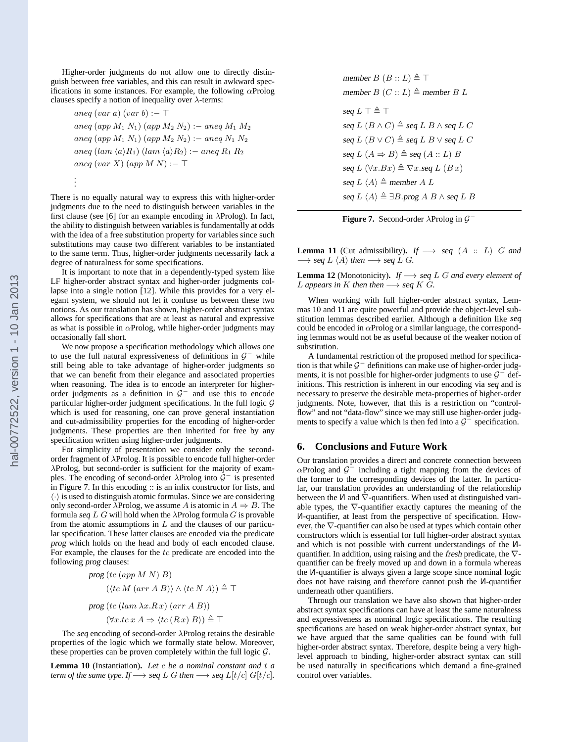Higher-order judgments do not allow one to directly distinguish between free variables, and this can result in awkward specifications in some instances. For example, the following $\alpha$Prolog clauses specify a notion of inequality over $\lambda$-terms:

$$
\begin{aligned}
&aneq\ (var\ a)\ (var\ b) :-\ \top \\
&aneq\ (app\ M_1\ N_1)\ (app\ M_2\ N_2) :-\ aneq\ M_1\ M_2 \\
&aneq\ (app\ M_1\ N_1)\ (app\ M_2\ N_2) :-\ aneq\ N_1\ N_2 \\
&aneq\ (lam\ \langle a \rangle R_1)\ (lam\ \langle a \rangle R_2) :-\ aneq\ R_1\ R_2 \\
&aneq\ (var\ X)\ (app\ M\ N) :-\ \top \\
&\vdots
\end{aligned}
$$

There is no equally natural way to express this with higher-order judgments due to the need to distinguish between variables in the first clause (see [6] for an example encoding in $\lambda$Prolog). In fact, the ability to distinguish between variables is fundamentally at odds with the idea of a free substitution property for variables since such substitutions may cause two different variables to be instantiated to the same term. Thus, higher-order judgments necessarily lack a degree of naturalness for some specifications.

It is important to note that in a dependently-typed system like LF higher-order abstract syntax and higher-order judgments collapse into a single notion [12]. While this provides for a very elegant system, we should not let it confuse us between these two notions. As our translation has shown, higher-order abstract syntax allows for specifications that are at least as natural and expressive as what is possible in $\alpha$Prolog, while higher-order judgments may occasionally fall short.

We now propose a specification methodology which allows one to use the full natural expressiveness of definitions in $\mathcal{G}^-$ while still being able to take advantage of higher-order judgments so that we can benefit from their elegance and associated properties when reasoning. The idea is to encode an interpreter for higher-order judgments as a definition in $\mathcal{G}^-$ and use this to encode particular higher-order judgment specifications. In the full logic $\mathcal{G}$ which is used for reasoning, one can prove general instantiation and cut-admissibility properties for the encoding of higher-order judgments. These properties are then inherited for free by any specification written using higher-order judgments.

For simplicity of presentation we consider only the second-order fragment of $\lambda$Prolog. It is possible to encode full higher-order $\lambda$Prolog, but second-order is sufficient for the majority of examples. The encoding of second-order $\lambda$Prolog into $\mathcal{G}^-$ is presented in Figure 7. In this encoding :: is an infix constructor for lists, and $\langle \cdot \rangle$ is used to distinguish atomic formulas. Since we are considering only second-order $\lambda$Prolog, we assume $A$ is atomic in $A \Rightarrow B$. The formula *seq* $L\ G$ will hold when the $\lambda$Prolog formula $G$ is provable from the atomic assumptions in $L$ and the clauses of our particular specification. These latter clauses are encoded via the predicate *prog* which holds on the head and body of each encoded clause. For example, the clauses for the $tc$ predicate are encoded into the following *prog* clauses:

$$
\begin{aligned}
&\textit{prog}\ (tc\ (app\ M\ N)\ B) \\
&\qquad (\langle tc\ M\ (arr\ A\ B) \rangle \wedge \langle tc\ N\ A \rangle) \triangleq \top \\
&\textit{prog}\ (tc\ (lam\ \lambda x.R\,x)\ (arr\ A\ B)) \\
&\qquad (\forall x.tc\ x\ A \Rightarrow \langle tc\ (R\,x)\ B \rangle) \triangleq \top
\end{aligned}
$$

The *seq* encoding of second-order $\lambda$Prolog retains the desirable properties of the logic which we formally state below. Moreover, these properties can be proven completely within the full logic $\mathcal{G}$.

**Lemma 10** (Instantiation). *Let $c$ be a nominal constant and $t$ a term of the same type. If $\longrightarrow$ seq $L\ G$ then $\longrightarrow$ seq $L[t/c]\ G[t/c]$.*

$$
\begin{aligned}
&\textit{member}\ B\ (B :: L) \triangleq \top \\
&\textit{member}\ B\ (C :: L) \triangleq \textit{member}\ B\ L \\
&\textit{seq}\ L\ \top \triangleq \top \\
&\textit{seq}\ L\ (B \wedge C) \triangleq \textit{seq}\ L\ B \wedge \textit{seq}\ L\ C \\
&\textit{seq}\ L\ (B \vee C) \triangleq \textit{seq}\ L\ B \vee \textit{seq}\ L\ C \\
&\textit{seq}\ L\ (A \Rightarrow B) \triangleq \textit{seq}\ (A :: L)\ B \\
&\textit{seq}\ L\ (\forall x.Bx) \triangleq \nabla x.\textit{seq}\ L\ (B\,x) \\
&\textit{seq}\ L\ \langle A \rangle \triangleq \textit{member}\ A\ L \\
&\textit{seq}\ L\ \langle A \rangle \triangleq \exists B.\textit{prog}\ A\ B \wedge \textit{seq}\ L\ B
\end{aligned}
$$

**Figure 7.** Second-order $\lambda$Prolog in $\mathcal{G}^-$

**Lemma 11** (Cut admissibility). *If $\longrightarrow$ seq $(A :: L)\ G$ and $\longrightarrow$ seq $L\ \langle A \rangle$ then $\longrightarrow$ seq $L\ G$.*

**Lemma 12** (Monotonicity). *If $\longrightarrow$ seq $L\ G$ and every element of $L$ appears in $K$ then then $\longrightarrow$ seq $K\ G$.*

When working with full higher-order abstract syntax, Lemmas 10 and 11 are quite powerful and provide the object-level substitution lemmas described earlier. Although a definition like *seq* could be encoded in $\alpha$Prolog or a similar language, the corresponding lemmas would not be as useful because of the weaker notion of substitution.

A fundamental restriction of the proposed method for specification is that while $\mathcal{G}^-$ definitions can make use of higher-order judgments, it is not possible for higher-order judgments to use $\mathcal{G}^-$ definitions. This restriction is inherent in our encoding via *seq* and is necessary to preserve the desirable meta-properties of higher-order judgments. Note, however, that this is a restriction on "control-flow" and not "data-flow" since we may still use higher-order judgments to specify a value which is then fed into a $\mathcal{G}^-$ specification.

## 6. Conclusions and Future Work

Our translation provides a direct and concrete connection between $\alpha$Prolog and $\mathcal{G}^-$ including a tight mapping from the devices of the former to the corresponding devices of the latter. In particular, our translation provides an understanding of the relationship between the И and $\nabla$-quantifiers. When used at distinguished variable types, the $\nabla$-quantifier exactly captures the meaning of the И-quantifier, at least from the perspective of specification. However, the $\nabla$-quantifier can also be used at types which contain other constructors which is essential for full higher-order abstract syntax and which is not possible with current understandings of the И-quantifier. In addition, using raising and the *fresh* predicate, the $\nabla$-quantifier can be freely moved up and down in a formula whereas the И-quantifier is always given a large scope since nominal logic does not have raising and therefore cannot push the И-quantifier underneath other quantifiers.

Through our translation we have also shown that higher-order abstract syntax specifications can have at least the same naturalness and expressiveness as nominal logic specifications. The resulting specifications are based on weak higher-order abstract syntax, but we have argued that the same qualities can be found with full higher-order abstract syntax. Therefore, despite being a very high-level approach to binding, higher-order abstract syntax can still be used naturally in specifications which demand a fine-grained control over variables.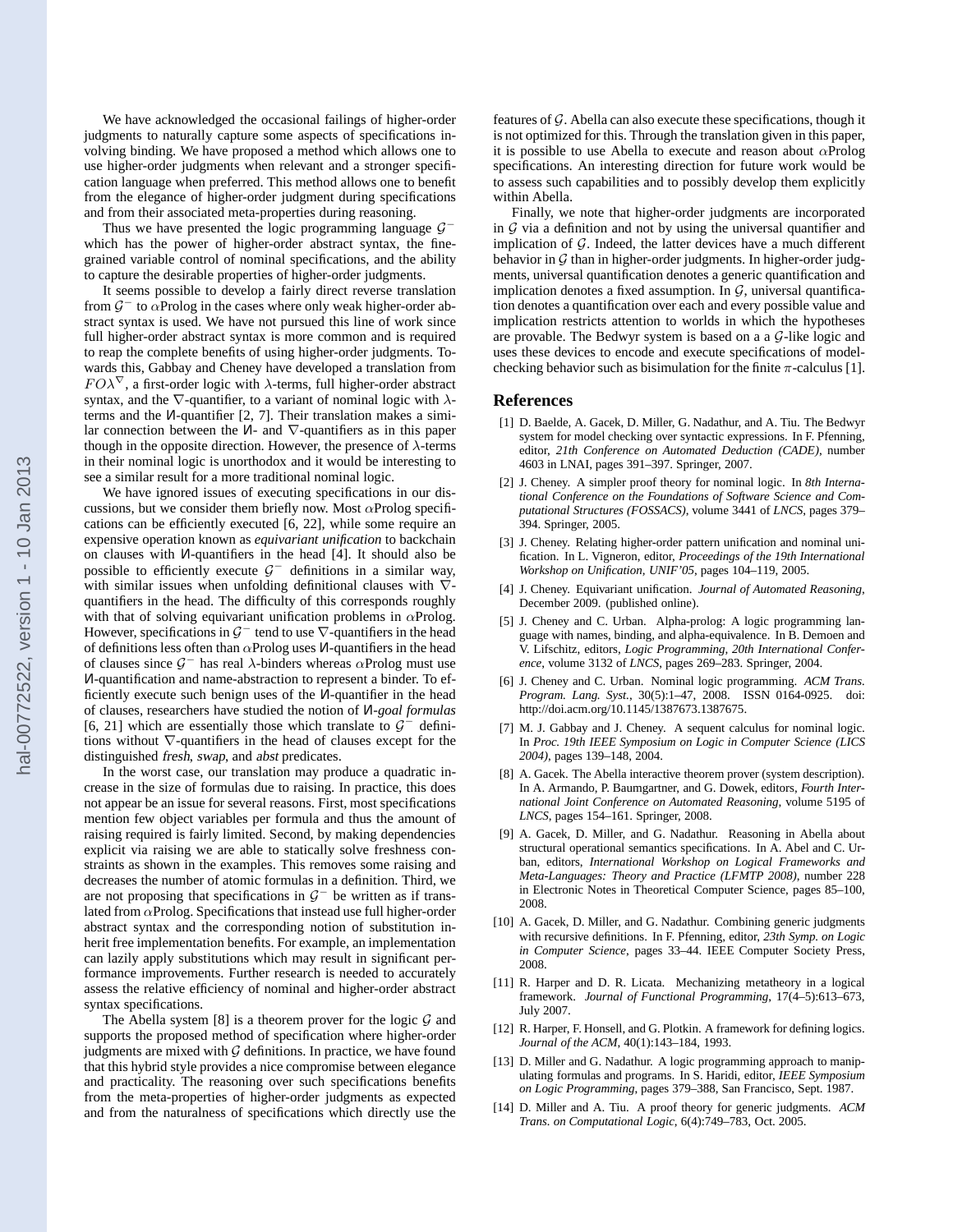We have acknowledged the occasional failings of higher-order judgments to naturally capture some aspects of specifications involving binding. We have proposed a method which allows one to use higher-order judgments when relevant and a stronger specification language when preferred. This method allows one to benefit from the elegance of higher-order judgment during specifications and from their associated meta-properties during reasoning.

Thus we have presented the logic programming language $\mathcal{G}^-$ which has the power of higher-order abstract syntax, the fine-grained variable control of nominal specifications, and the ability to capture the desirable properties of higher-order judgments.

It seems possible to develop a fairly direct reverse translation from $\mathcal{G}^-$ to $\alpha$Prolog in the cases where only weak higher-order abstract syntax is used. We have not pursued this line of work since full higher-order abstract syntax is more common and is required to reap the complete benefits of using higher-order judgments. Towards this, Gabbay and Cheney have developed a translation from $FO\lambda^{\nabla}$, a first-order logic with $\lambda$-terms, full higher-order abstract syntax, and the $\nabla$-quantifier, to a variant of nominal logic with $\lambda$-terms and the И-quantifier [2, 7]. Their translation makes a similar connection between the И- and $\nabla$-quantifiers as in this paper though in the opposite direction. However, the presence of $\lambda$-terms in their nominal logic is unorthodox and it would be interesting to see a similar result for a more traditional nominal logic.

We have ignored issues of executing specifications in our discussions, but we consider them briefly now. Most $\alpha$Prolog specifications can be efficiently executed [6, 22], while some require an expensive operation known as *equivariant unification* to backchain on clauses with И-quantifiers in the head [4]. It should also be possible to efficiently execute $\mathcal{G}^-$ definitions in a similar way, with similar issues when unfolding definitional clauses with $\nabla$-quantifiers in the head. The difficulty of this corresponds roughly with that of solving equivariant unification problems in $\alpha$Prolog. However, specifications in $\mathcal{G}^-$ tend to use $\nabla$-quantifiers in the head of definitions less often than $\alpha$Prolog uses И-quantifiers in the head of clauses since $\mathcal{G}^-$ has real $\lambda$-binders whereas $\alpha$Prolog must use И-quantification and name-abstraction to represent a binder. To efficiently execute such benign uses of the И-quantifier in the head of clauses, researchers have studied the notion of *И-goal formulas* [6, 21] which are essentially those which translate to $\mathcal{G}^-$ definitions without $\nabla$-quantifiers in the head of clauses except for the distinguished *fresh*, *swap*, and *abst* predicates.

In the worst case, our translation may produce a quadratic increase in the size of formulas due to raising. In practice, this does not appear be an issue for several reasons. First, most specifications mention few object variables per formula and thus the amount of raising required is fairly limited. Second, by making dependencies explicit via raising we are able to statically solve freshness constraints as shown in the examples. This removes some raising and decreases the number of atomic formulas in a definition. Third, we are not proposing that specifications in $\mathcal{G}^-$ be written as if translated from $\alpha$Prolog. Specifications that instead use full higher-order abstract syntax and the corresponding notion of substitution inherit free implementation benefits. For example, an implementation can lazily apply substitutions which may result in significant performance improvements. Further research is needed to accurately assess the relative efficiency of nominal and higher-order abstract syntax specifications.

The Abella system [8] is a theorem prover for the logic $\mathcal{G}$ and supports the proposed method of specification where higher-order judgments are mixed with $\mathcal{G}$ definitions. In practice, we have found that this hybrid style provides a nice compromise between elegance and practicality. The reasoning over such specifications benefits from the meta-properties of higher-order judgments as expected and from the naturalness of specifications which directly use the features of $\mathcal{G}$. Abella can also execute these specifications, though it is not optimized for this. Through the translation given in this paper, it is possible to use Abella to execute and reason about $\alpha$Prolog specifications. An interesting direction for future work would be to assess such capabilities and to possibly develop them explicitly within Abella.

Finally, we note that higher-order judgments are incorporated in $\mathcal{G}$ via a definition and not by using the universal quantifier and implication of $\mathcal{G}$. Indeed, the latter devices have a much different behavior in $\mathcal{G}$ than in higher-order judgments. In higher-order judgments, universal quantification denotes a generic quantification and implication denotes a fixed assumption. In $\mathcal{G}$, universal quantification denotes a quantification over each and every possible value and implication restricts attention to worlds in which the hypotheses are provable. The Bedwyr system is based on a a $\mathcal{G}$-like logic and uses these devices to encode and execute specifications of model-checking behavior such as bisimulation for the finite $\pi$-calculus [1].

## References

[1] D. Baelde, A. Gacek, D. Miller, G. Nadathur, and A. Tiu. The Bedwyr system for model checking over syntactic expressions. In F. Pfenning, editor, *21th Conference on Automated Deduction (CADE)*, number 4603 in LNAI, pages 391–397. Springer, 2007.

[2] J. Cheney. A simpler proof theory for nominal logic. In *8th International Conference on the Foundations of Software Science and Computational Structures (FOSSACS)*, volume 3441 of *LNCS*, pages 379–394. Springer, 2005.

[3] J. Cheney. Relating higher-order pattern unification and nominal unification. In L. Vigneron, editor, *Proceedings of the 19th International Workshop on Unification, UNIF'05*, pages 104–119, 2005.

[4] J. Cheney. Equivariant unification. *Journal of Automated Reasoning*, December 2009. (published online).

[5] J. Cheney and C. Urban. Alpha-prolog: A logic programming language with names, binding, and alpha-equivalence. In B. Demoen and V. Lifschitz, editors, *Logic Programming, 20th International Conference*, volume 3132 of *LNCS*, pages 269–283. Springer, 2004.

[6] J. Cheney and C. Urban. Nominal logic programming. *ACM Trans. Program. Lang. Syst.*, 30(5):1–47, 2008. ISSN 0164-0925. doi: http://doi.acm.org/10.1145/1387673.1387675.

[7] M. J. Gabbay and J. Cheney. A sequent calculus for nominal logic. In *Proc. 19th IEEE Symposium on Logic in Computer Science (LICS 2004)*, pages 139–148, 2004.

[8] A. Gacek. The Abella interactive theorem prover (system description). In A. Armando, P. Baumgartner, and G. Dowek, editors, *Fourth International Joint Conference on Automated Reasoning*, volume 5195 of *LNCS*, pages 154–161. Springer, 2008.

[9] A. Gacek, D. Miller, and G. Nadathur. Reasoning in Abella about structural operational semantics specifications. In A. Abel and C. Urban, editors, *International Workshop on Logical Frameworks and Meta-Languages: Theory and Practice (LFMTP 2008)*, number 228 in Electronic Notes in Theoretical Computer Science, pages 85–100, 2008.

[10] A. Gacek, D. Miller, and G. Nadathur. Combining generic judgments with recursive definitions. In F. Pfenning, editor, *23th Symp. on Logic in Computer Science*, pages 33–44. IEEE Computer Society Press, 2008.

[11] R. Harper and D. R. Licata. Mechanizing metatheory in a logical framework. *Journal of Functional Programming*, 17(4–5):613–673, July 2007.

[12] R. Harper, F. Honsell, and G. Plotkin. A framework for defining logics. *Journal of the ACM*, 40(1):143–184, 1993.

[13] D. Miller and G. Nadathur. A logic programming approach to manipulating formulas and programs. In S. Haridi, editor, *IEEE Symposium on Logic Programming*, pages 379–388, San Francisco, Sept. 1987.

[14] D. Miller and A. Tiu. A proof theory for generic judgments. *ACM Trans. on Computational Logic*, 6(4):749–783, Oct. 2005.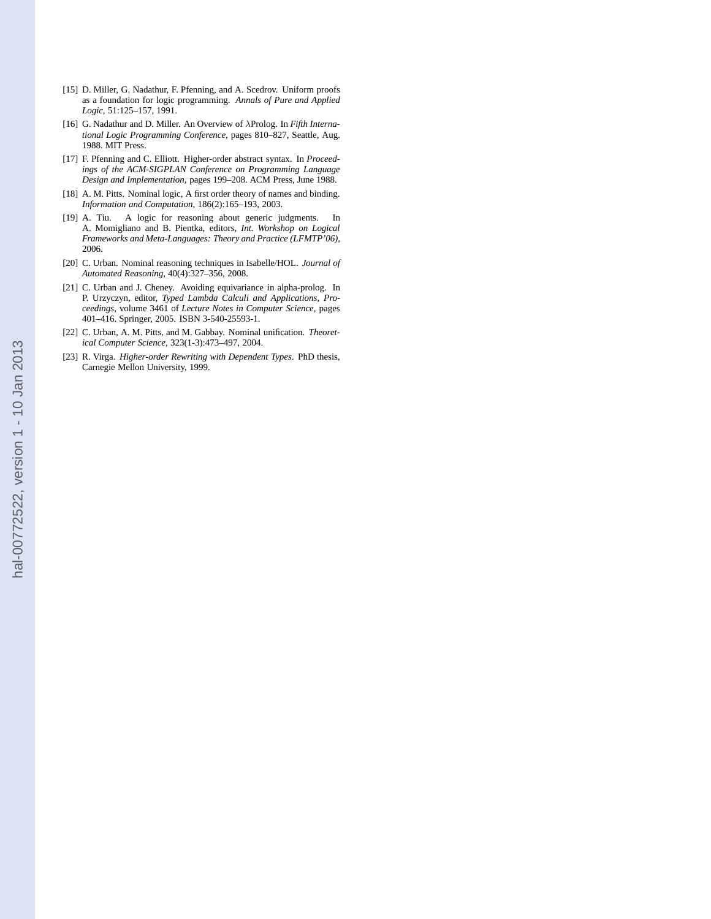[15] D. Miller, G. Nadathur, F. Pfenning, and A. Scedrov. Uniform proofs as a foundation for logic programming. *Annals of Pure and Applied Logic*, 51:125–157, 1991.

[16] G. Nadathur and D. Miller. An Overview of λProlog. In *Fifth International Logic Programming Conference*, pages 810–827, Seattle, Aug. 1988. MIT Press.

[17] F. Pfenning and C. Elliott. Higher-order abstract syntax. In *Proceedings of the ACM-SIGPLAN Conference on Programming Language Design and Implementation*, pages 199–208. ACM Press, June 1988.

[18] A. M. Pitts. Nominal logic, A first order theory of names and binding. *Information and Computation*, 186(2):165–193, 2003.

[19] A. Tiu. A logic for reasoning about generic judgments. In A. Momigliano and B. Pientka, editors, *Int. Workshop on Logical Frameworks and Meta-Languages: Theory and Practice (LFMTP'06)*, 2006.

[20] C. Urban. Nominal reasoning techniques in Isabelle/HOL. *Journal of Automated Reasoning*, 40(4):327–356, 2008.

[21] C. Urban and J. Cheney. Avoiding equivariance in alpha-prolog. In P. Urzyczyn, editor, *Typed Lambda Calculi and Applications, Proceedings*, volume 3461 of *Lecture Notes in Computer Science*, pages 401–416. Springer, 2005. ISBN 3-540-25593-1.

[22] C. Urban, A. M. Pitts, and M. Gabbay. Nominal unification. *Theoretical Computer Science*, 323(1-3):473–497, 2004.

[23] R. Virga. *Higher-order Rewriting with Dependent Types*. PhD thesis, Carnegie Mellon University, 1999.